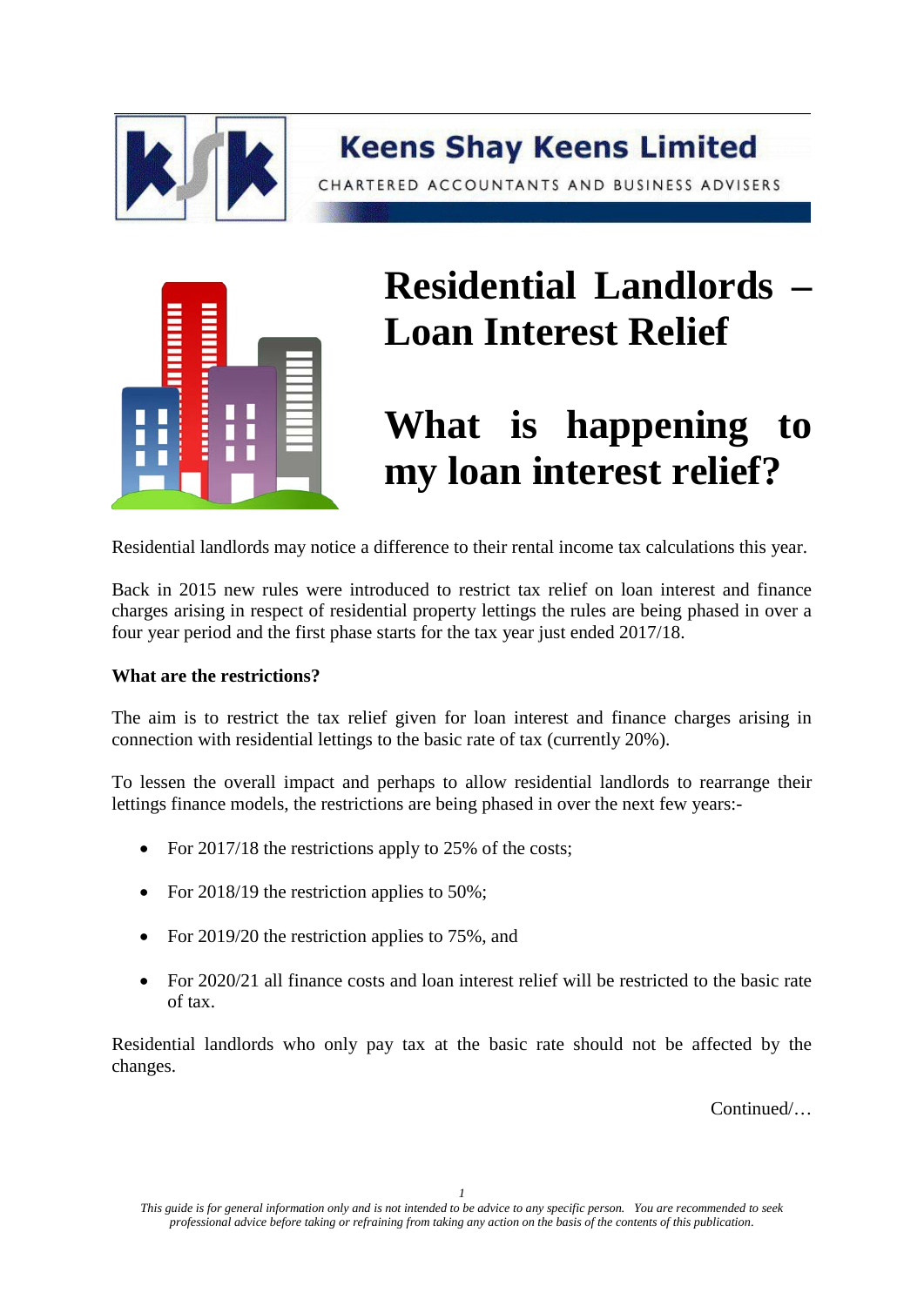Keens Shay Keens Limited

CHARTERED ACCOUNTANTS AND BUSINESS ADVISERS

# Residential Landlords – Loan Interest Relief

# What is happening to my loan interest relief?

Residential landlords may notice a difference to their rental income tax calculations this year.

Back in 2015 new rules were introduced to restrict tax relief on loan interest and finance charges arising in respect of residential property lettings the rules are being phased in over a four year period and the first phase starts for the tax year just ended 2017/18.

**What are the restrictions?**

The aim is to restrict the tax relief given for loan interest and finance charges arising in connection with residential lettings to the basic rate of tax (currently 20%).

To lessen the overall impact and perhaps to allow residential landlords to rearrange their lettings finance models, the restrictions are being phased in over the next few years:-

- For 2017/18 the restrictions apply to 25% of the costs;
- For 2018/19 the restriction applies to 50%;
- For 2019/20 the restriction applies to 75%, and
- For 2020/21 all finance costs and loan interest relief will be restricted to the basic rate of tax.

Residential landlords who only pay tax at the basic rate should not be affected by the changes.

Continued/…

*This guide is for general information only and is not intended to be advice to any specific person. You are recommended to seek professional advice before taking or refraining from taking any action on the basis of the contents of this publication.*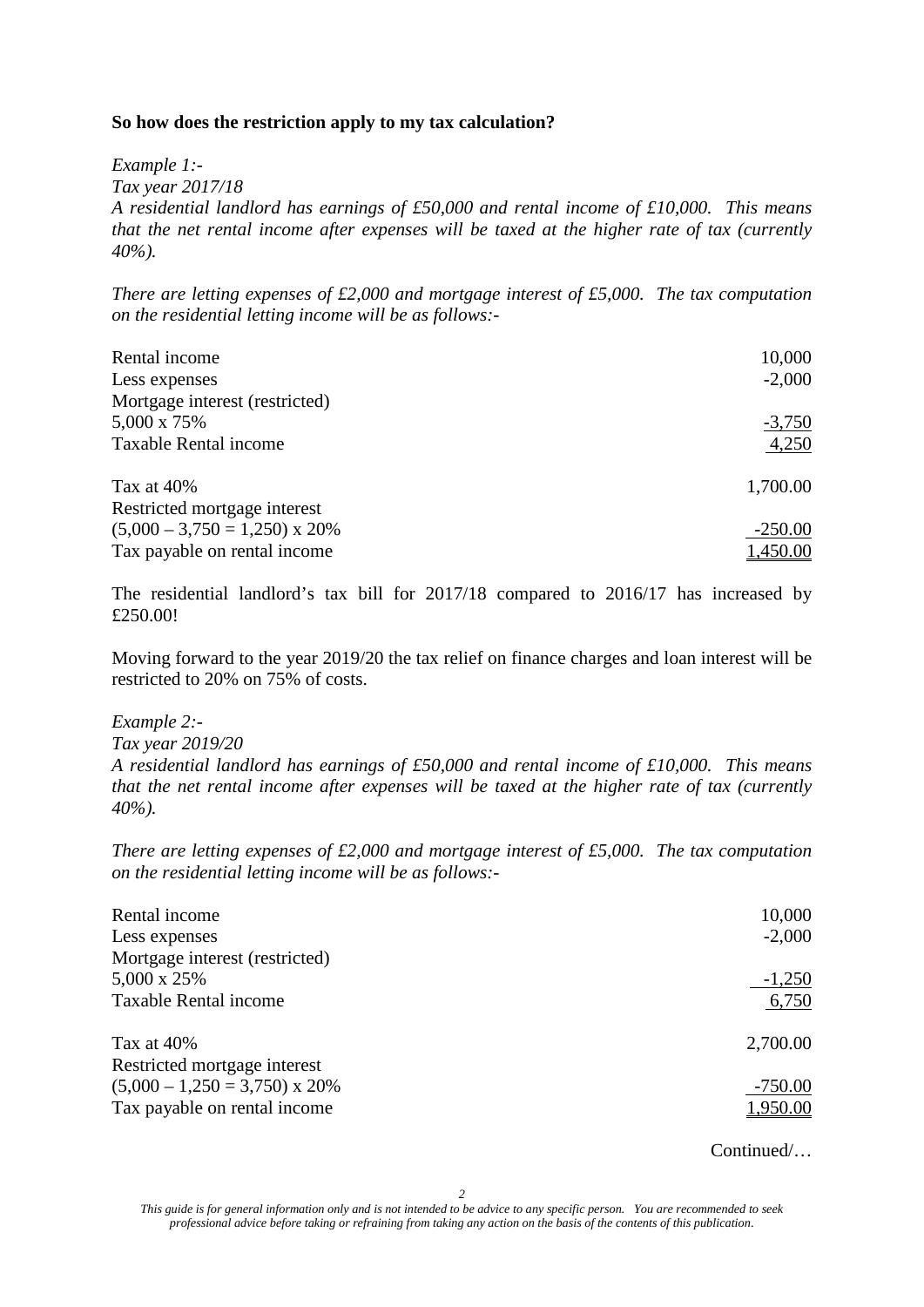**So how does the restriction apply to my tax calculation?**

*Example 1:-*
*Tax year 2017/18*
*A residential landlord has earnings of £50,000 and rental income of £10,000. This means that the net rental income after expenses will be taxed at the higher rate of tax (currently 40%).*

*There are letting expenses of £2,000 and mortgage interest of £5,000. The tax computation on the residential letting income will be as follows:-*

| | |
|---|---:|
| Rental income | 10,000 |
| Less expenses | -2,000 |
| Mortgage interest (restricted) | |
| 5,000 x 75% | -3,750 |
| Taxable Rental income | 4,250 |
| | |
| Tax at 40% | 1,700.00 |
| Restricted mortgage interest | |
| (5,000 – 3,750 = 1,250) x 20% | -250.00 |
| Tax payable on rental income | 1,450.00 |

The residential landlord's tax bill for 2017/18 compared to 2016/17 has increased by £250.00!

Moving forward to the year 2019/20 the tax relief on finance charges and loan interest will be restricted to 20% on 75% of costs.

*Example 2:-*
*Tax year 2019/20*
*A residential landlord has earnings of £50,000 and rental income of £10,000. This means that the net rental income after expenses will be taxed at the higher rate of tax (currently 40%).*

*There are letting expenses of £2,000 and mortgage interest of £5,000. The tax computation on the residential letting income will be as follows:-*

| | |
|---|---:|
| Rental income | 10,000 |
| Less expenses | -2,000 |
| Mortgage interest (restricted) | |
| 5,000 x 25% | -1,250 |
| Taxable Rental income | 6,750 |
| | |
| Tax at 40% | 2,700.00 |
| Restricted mortgage interest | |
| (5,000 – 1,250 = 3,750) x 20% | -750.00 |
| Tax payable on rental income | 1,950.00 |

Continued/…

*This guide is for general information only and is not intended to be advice to any specific person. You are recommended to seek professional advice before taking or refraining from taking any action on the basis of the contents of this publication.*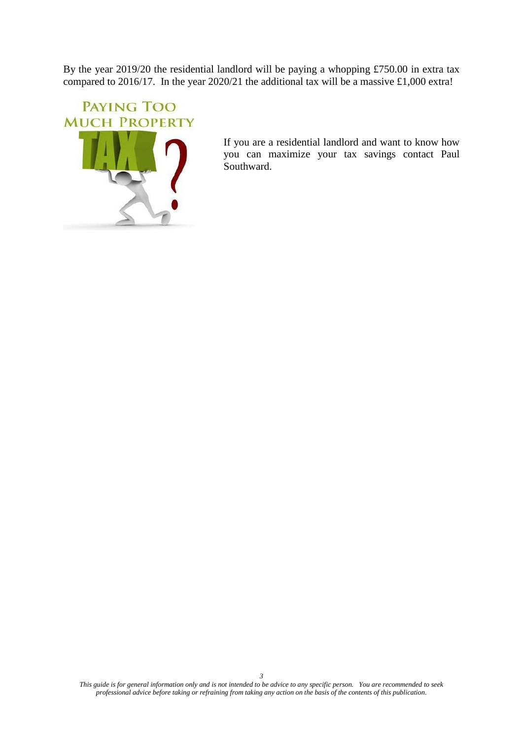By the year 2019/20 the residential landlord will be paying a whopping £750.00 in extra tax compared to 2016/17. In the year 2020/21 the additional tax will be a massive £1,000 extra!

If you are a residential landlord and want to know how you can maximize your tax savings contact Paul Southward.

*This guide is for general information only and is not intended to be advice to any specific person. You are recommended to seek professional advice before taking or refraining from taking any action on the basis of the contents of this publication.*